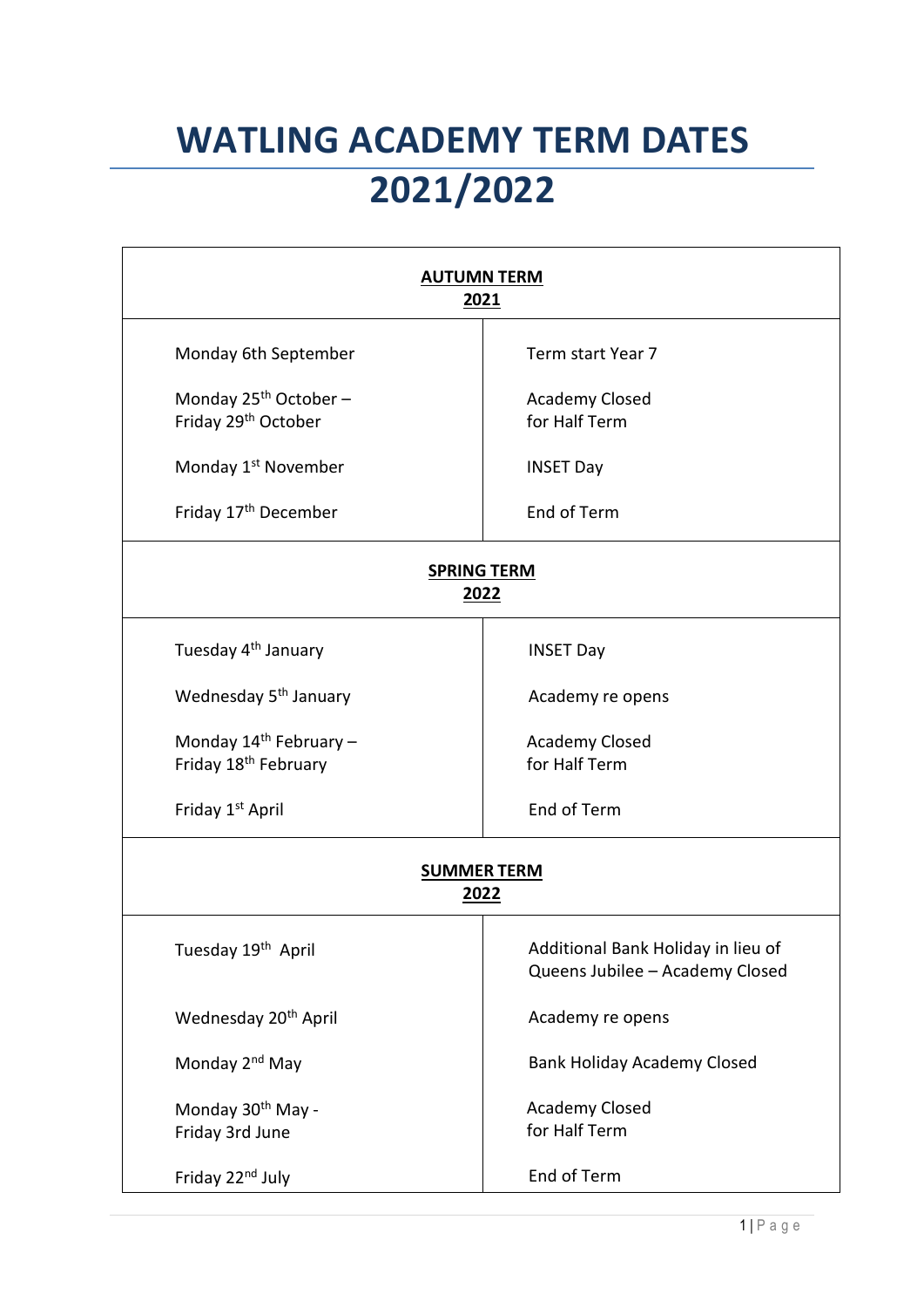# WATLING ACADEMY TERM DATES 2021/2022

| **AUTUMN TERM 2021** | |
|---|---|
| Monday 6th September | Term start Year 7 |
| Monday 25th October – Friday 29th October | Academy Closed for Half Term |
| Monday 1st November | INSET Day |
| Friday 17th December | End of Term |
| **SPRING TERM 2022** | |
| Tuesday 4th January | INSET Day |
| Wednesday 5th January | Academy re opens |
| Monday 14th February – Friday 18th February | Academy Closed for Half Term |
| Friday 1st April | End of Term |
| **SUMMER TERM 2022** | |
| Tuesday 19th April | Additional Bank Holiday in lieu of Queens Jubilee – Academy Closed |
| Wednesday 20th April | Academy re opens |
| Monday 2nd May | Bank Holiday Academy Closed |
| Monday 30th May - Friday 3rd June | Academy Closed for Half Term |
| Friday 22nd July | End of Term |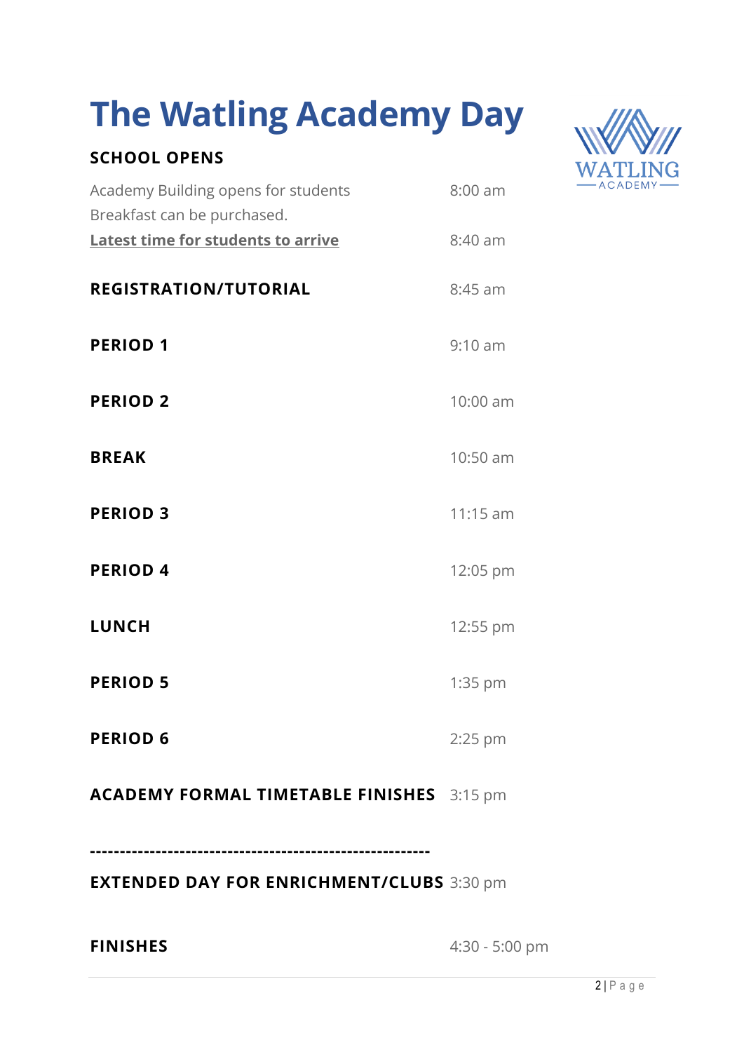# The Watling Academy Day

| | |
|---|---|
| **SCHOOL OPENS** | |
| Academy Building opens for students<br>Breakfast can be purchased. | 8:00 am |
| **Latest time for students to arrive** | 8:40 am |
| **REGISTRATION/TUTORIAL** | 8:45 am |
| **PERIOD 1** | 9:10 am |
| **PERIOD 2** | 10:00 am |
| **BREAK** | 10:50 am |
| **PERIOD 3** | 11:15 am |
| **PERIOD 4** | 12:05 pm |
| **LUNCH** | 12:55 pm |
| **PERIOD 5** | 1:35 pm |
| **PERIOD 6** | 2:25 pm |
| **ACADEMY FORMAL TIMETABLE FINISHES** | 3:15 pm |

---

| | |
|---|---|
| **EXTENDED DAY FOR ENRICHMENT/CLUBS** | 3:30 pm |
| **FINISHES** | 4:30 - 5:00 pm |